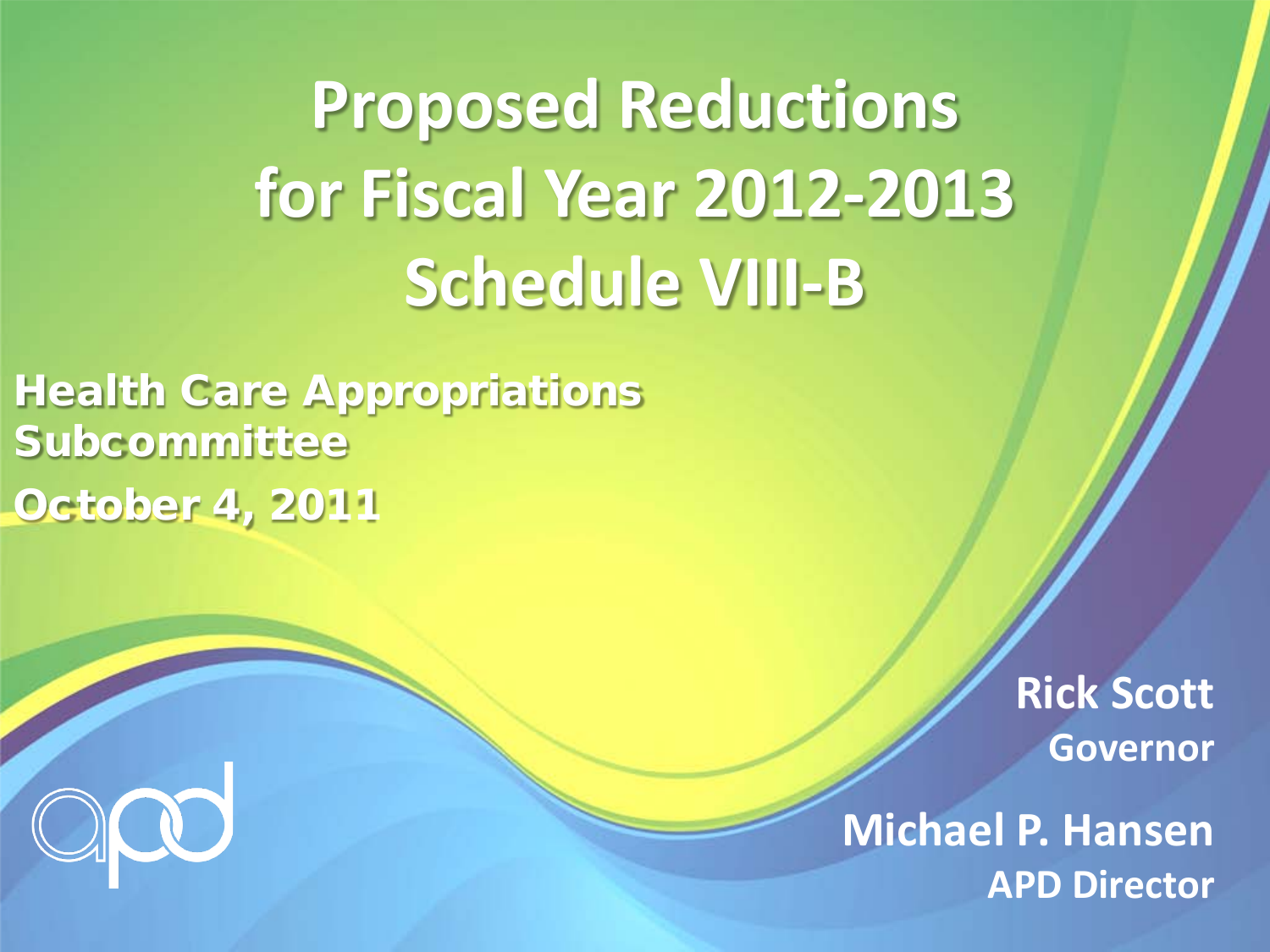# Proposed Reductions for Fiscal Year 2012-2013 Schedule VIII-B

**Health Care Appropriations Subcommittee**

**October 4, 2011**

**Rick Scott**
**Governor**

**Michael P. Hansen**
**APD Director**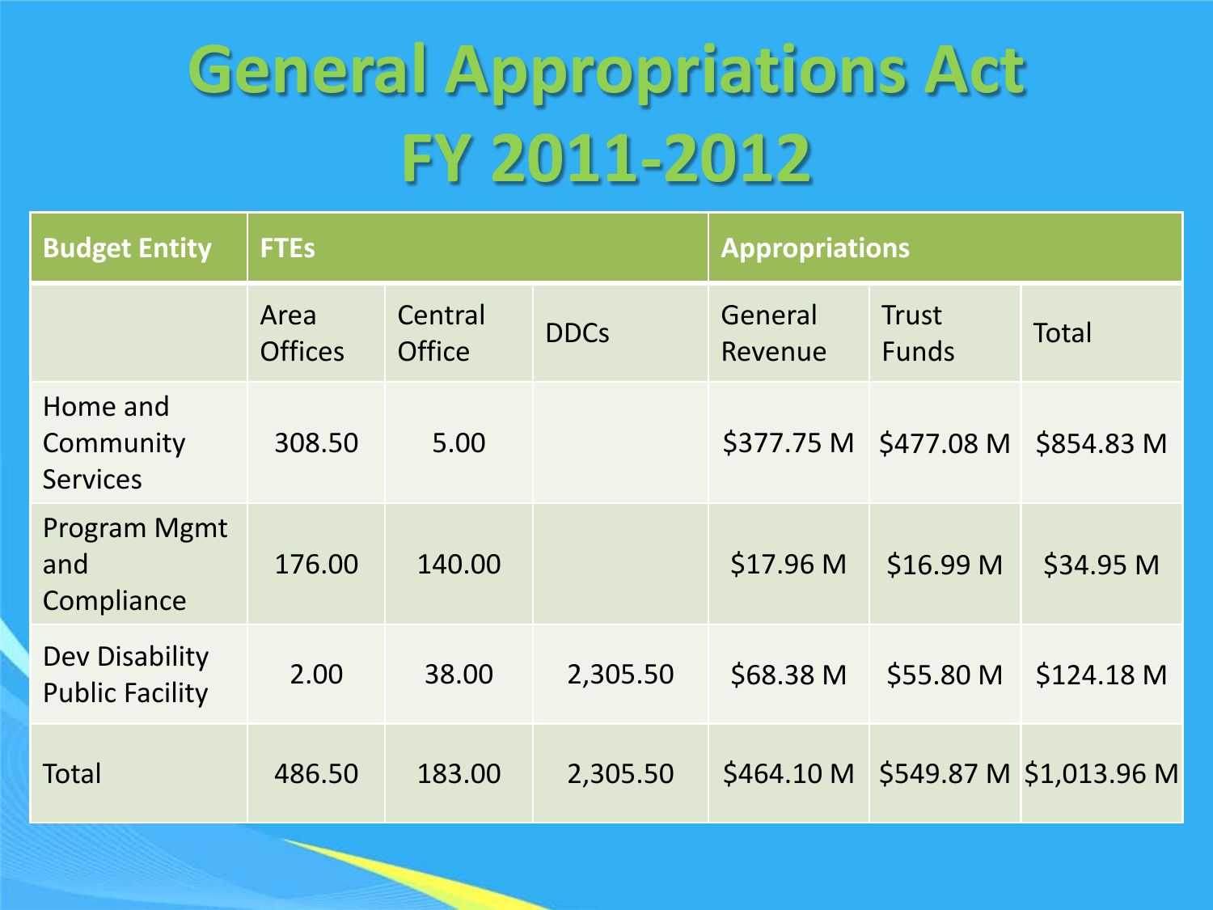# General Appropriations Act FY 2011-2012

| Budget Entity | FTEs | | | Appropriations | | |
|---|---|---|---|---|---|---|
| | Area Offices | Central Office | DDCs | General Revenue | Trust Funds | Total |
| Home and Community Services | 308.50 | 5.00 | | $377.75 M | $477.08 M | $854.83 M |
| Program Mgmt and Compliance | 176.00 | 140.00 | | $17.96 M | $16.99 M | $34.95 M |
| Dev Disability Public Facility | 2.00 | 38.00 | 2,305.50 | $68.38 M | $55.80 M | $124.18 M |
| Total | 486.50 | 183.00 | 2,305.50 | $464.10 M | $549.87 M | $1,013.96 M |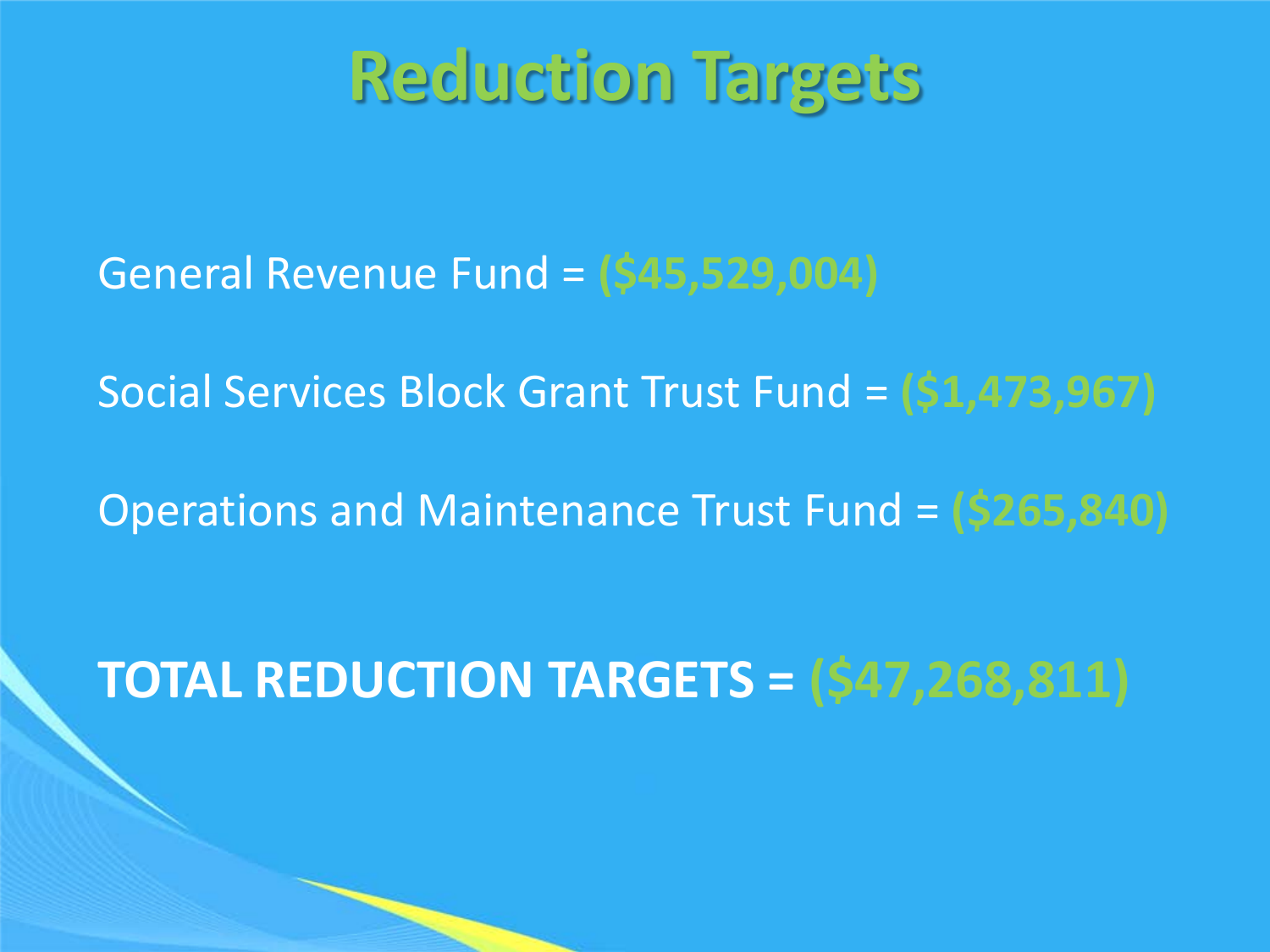# Reduction Targets

General Revenue Fund = **($45,529,004)**

Social Services Block Grant Trust Fund = **($1,473,967)**

Operations and Maintenance Trust Fund = **($265,840)**

**TOTAL REDUCTION TARGETS = ($47,268,811)**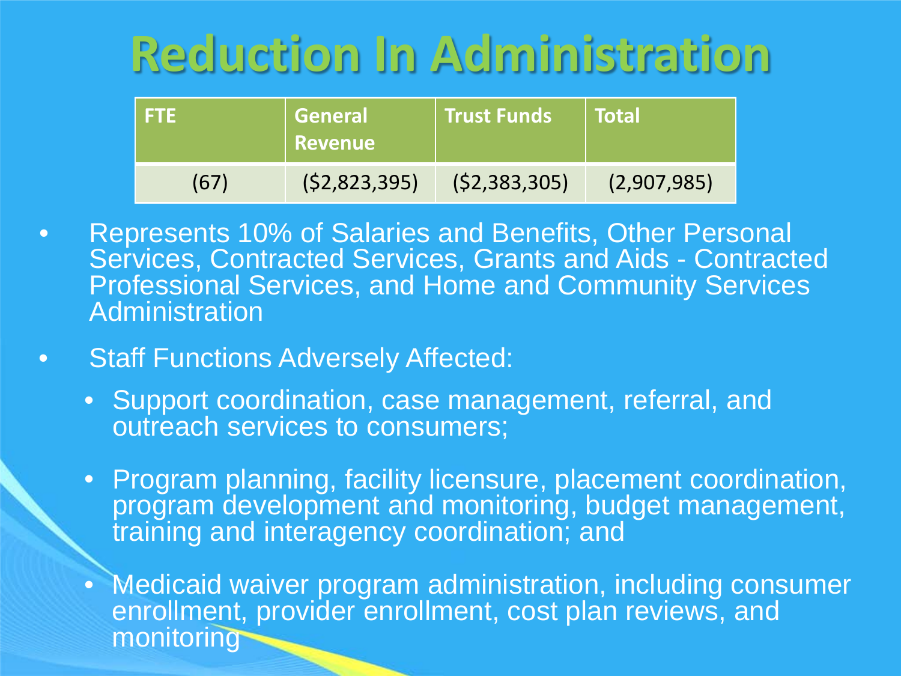# Reduction In Administration

| FTE | General Revenue | Trust Funds | Total |
|---|---|---|---|
| (67) | ($2,823,395) | ($2,383,305) | (2,907,985) |

- Represents 10% of Salaries and Benefits, Other Personal Services, Contracted Services, Grants and Aids - Contracted Professional Services, and Home and Community Services Administration
- Staff Functions Adversely Affected:
  - Support coordination, case management, referral, and outreach services to consumers;
  - Program planning, facility licensure, placement coordination, program development and monitoring, budget management, training and interagency coordination; and
  - Medicaid waiver program administration, including consumer enrollment, provider enrollment, cost plan reviews, and monitoring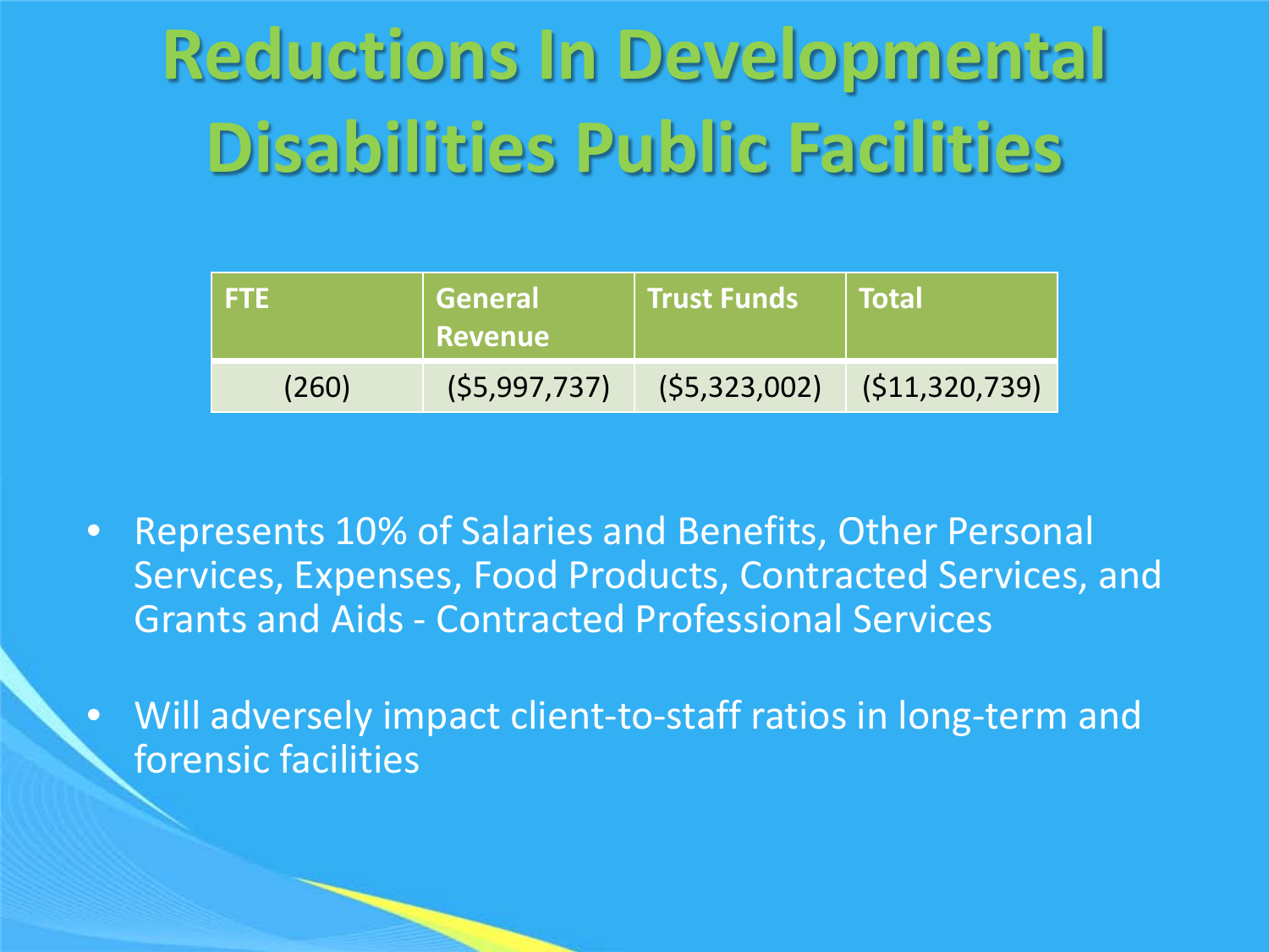# Reductions In Developmental Disabilities Public Facilities

| FTE | General Revenue | Trust Funds | Total |
|---|---|---|---|
| (260) | ($5,997,737) | ($5,323,002) | ($11,320,739) |

- Represents 10% of Salaries and Benefits, Other Personal Services, Expenses, Food Products, Contracted Services, and Grants and Aids - Contracted Professional Services
- Will adversely impact client-to-staff ratios in long-term and forensic facilities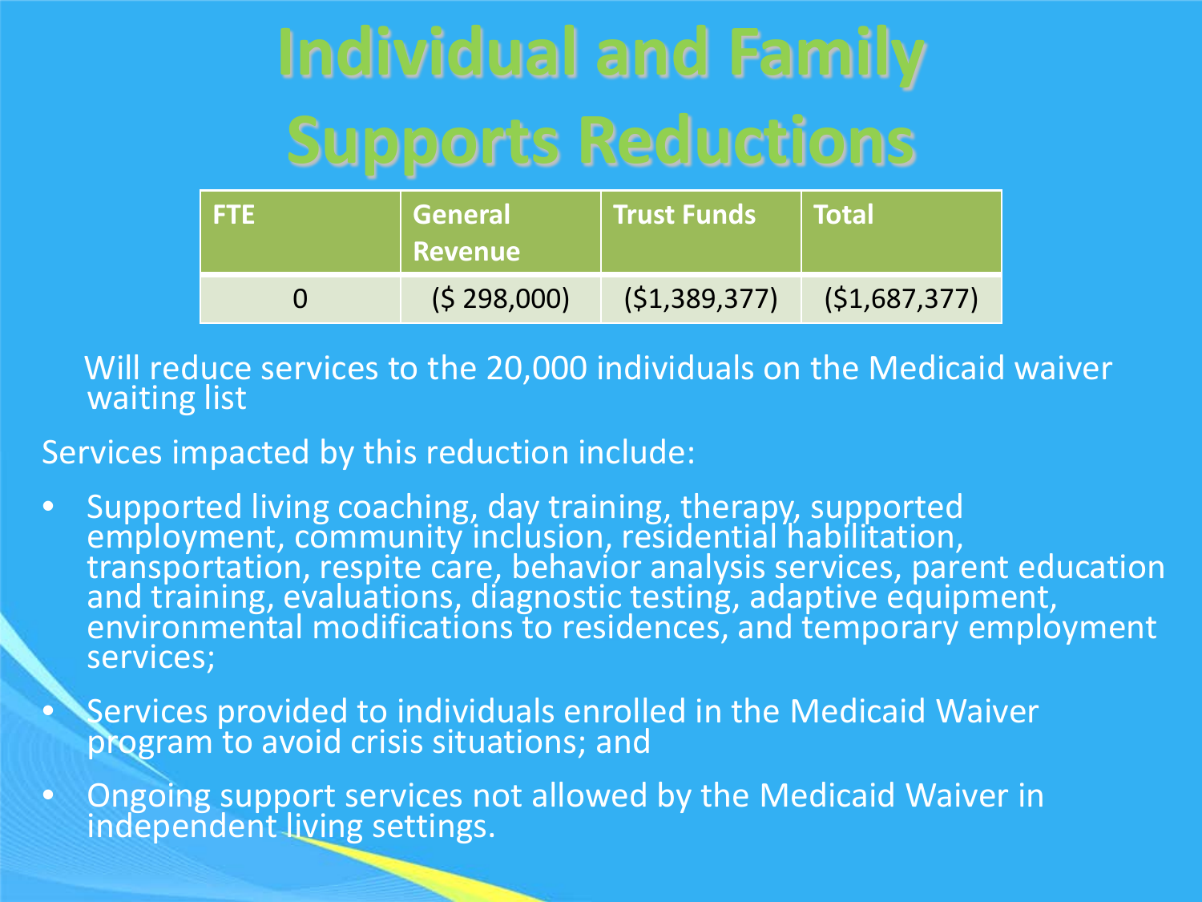# Individual and Family Supports Reductions

| FTE | General Revenue | Trust Funds | Total |
|---|---|---|---|
| 0 | ($ 298,000) | ($1,389,377) | ($1,687,377) |

Will reduce services to the 20,000 individuals on the Medicaid waiver waiting list

Services impacted by this reduction include:

- Supported living coaching, day training, therapy, supported employment, community inclusion, residential habilitation, transportation, respite care, behavior analysis services, parent education and training, evaluations, diagnostic testing, adaptive equipment, environmental modifications to residences, and temporary employment services;
- Services provided to individuals enrolled in the Medicaid Waiver program to avoid crisis situations; and
- Ongoing support services not allowed by the Medicaid Waiver in independent living settings.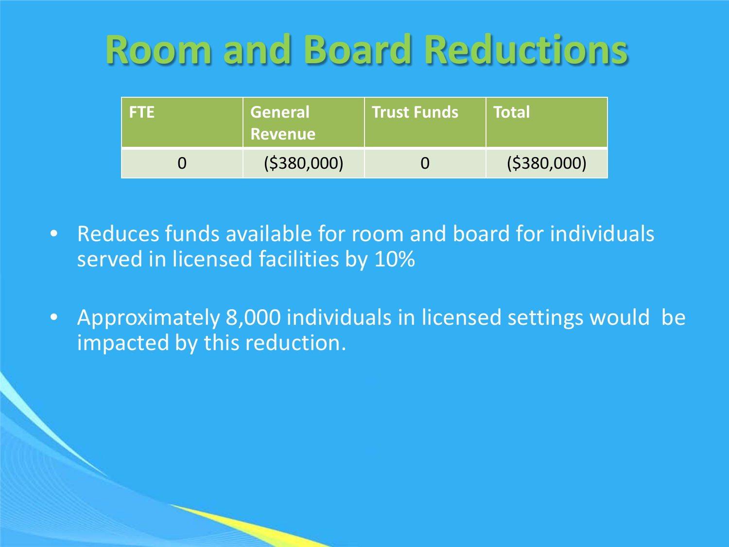# Room and Board Reductions

| FTE | General Revenue | Trust Funds | Total |
|---|---|---|---|
| 0 | ($380,000) | 0 | ($380,000) |

- Reduces funds available for room and board for individuals served in licensed facilities by 10%
- Approximately 8,000 individuals in licensed settings would be impacted by this reduction.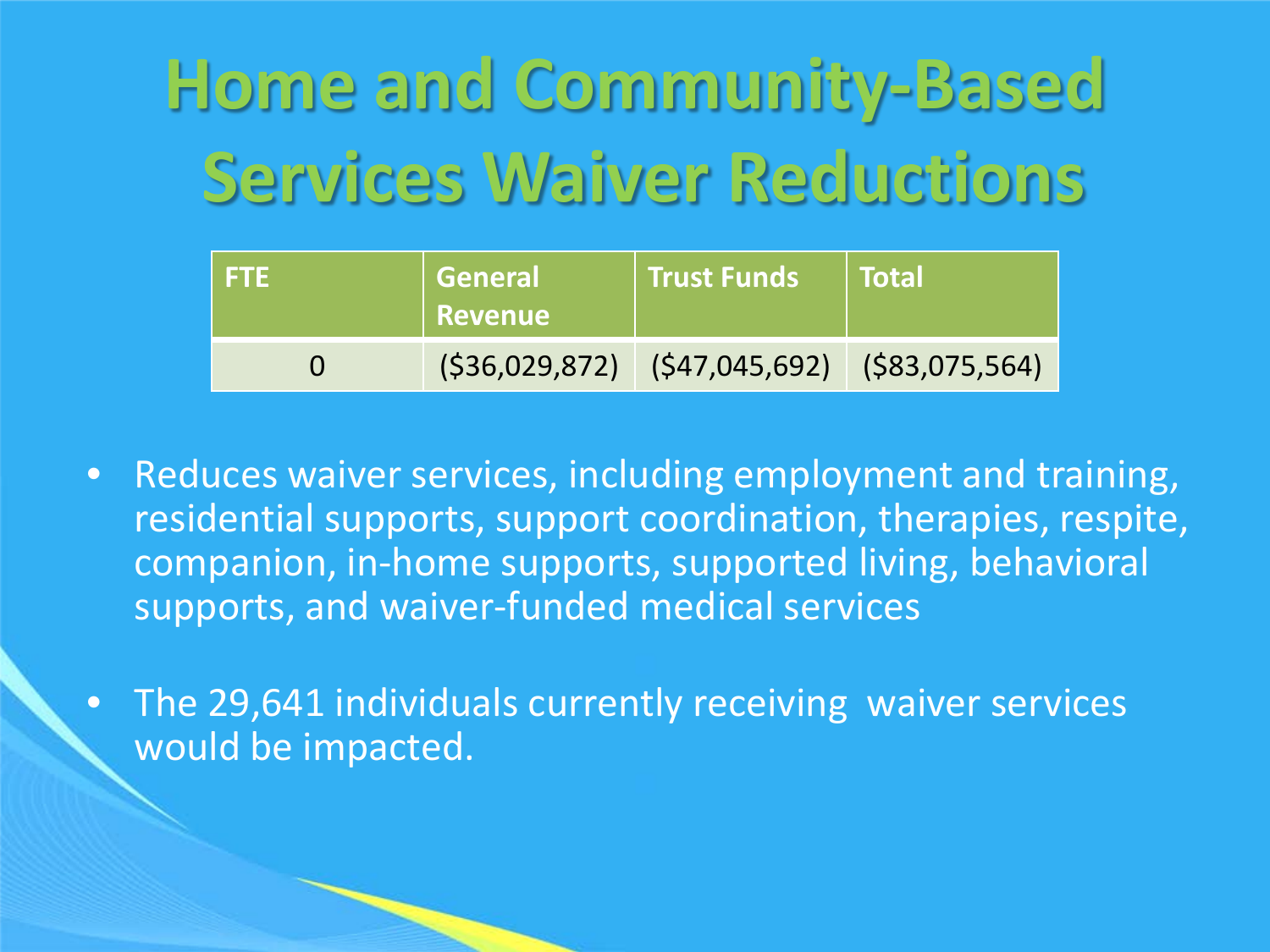# Home and Community-Based Services Waiver Reductions

| FTE | General Revenue | Trust Funds | Total |
|---|---|---|---|
| 0 | ($36,029,872) | ($47,045,692) | ($83,075,564) |

- Reduces waiver services, including employment and training, residential supports, support coordination, therapies, respite, companion, in-home supports, supported living, behavioral supports, and waiver-funded medical services
- The 29,641 individuals currently receiving waiver services would be impacted.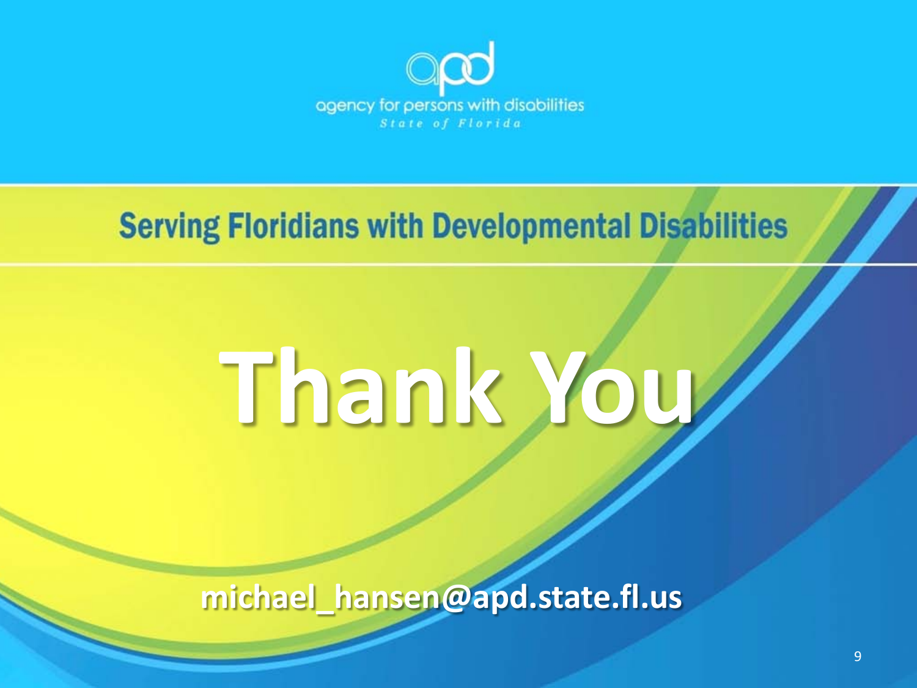agency for persons with disabilities

State of Florida

## Serving Floridians with Developmental Disabilities

# Thank You

michael_hansen@apd.state.fl.us